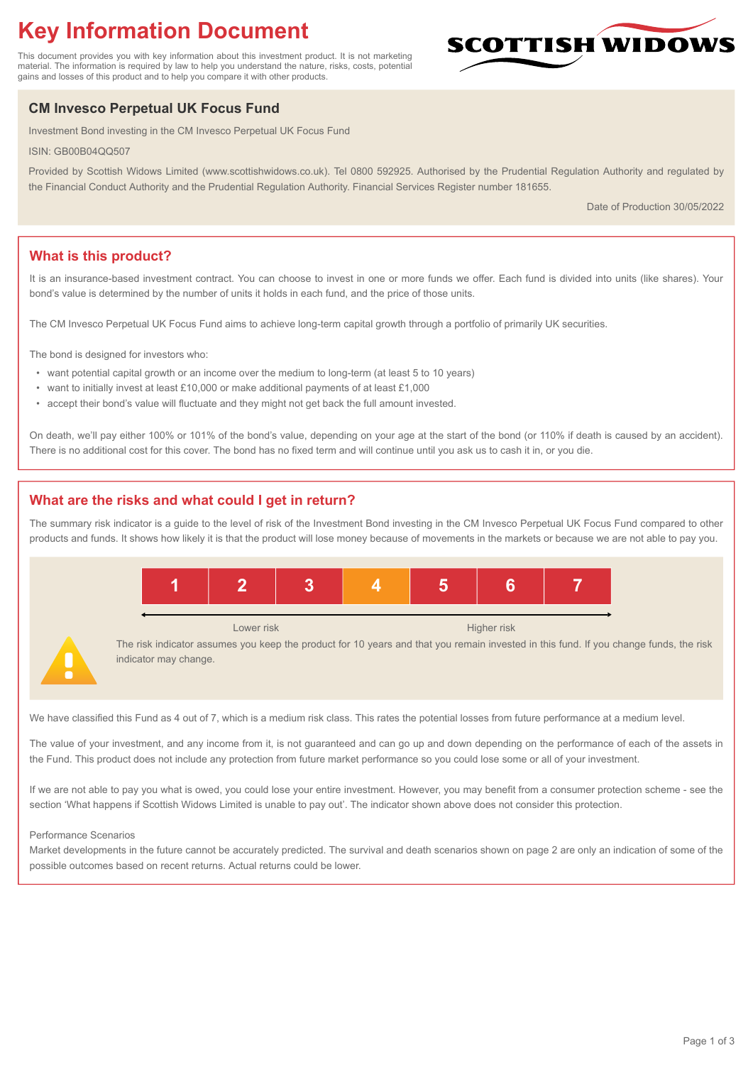# Key Information Document

This document provides you with key information about this investment product. It is not marketing material. The information is required by law to help you understand the nature, risks, costs, potential gains and losses of this product and to help you compare it with other products.

SCOTTISH WIDOWS

## CM Invesco Perpetual UK Focus Fund

Investment Bond investing in the CM Invesco Perpetual UK Focus Fund

ISIN: GB00B04QQ507

Provided by Scottish Widows Limited (www.scottishwidows.co.uk). Tel 0800 592925. Authorised by the Prudential Regulation Authority and regulated by the Financial Conduct Authority and the Prudential Regulation Authority. Financial Services Register number 181655.

Date of Production 30/05/2022

## What is this product?

It is an insurance-based investment contract. You can choose to invest in one or more funds we offer. Each fund is divided into units (like shares). Your bond's value is determined by the number of units it holds in each fund, and the price of those units.

The CM Invesco Perpetual UK Focus Fund aims to achieve long-term capital growth through a portfolio of primarily UK securities.

The bond is designed for investors who:

- want potential capital growth or an income over the medium to long-term (at least 5 to 10 years)
- want to initially invest at least £10,000 or make additional payments of at least £1,000
- accept their bond's value will fluctuate and they might not get back the full amount invested.

On death, we'll pay either 100% or 101% of the bond's value, depending on your age at the start of the bond (or 110% if death is caused by an accident). There is no additional cost for this cover. The bond has no fixed term and will continue until you ask us to cash it in, or you die.

## What are the risks and what could I get in return?

The summary risk indicator is a guide to the level of risk of the Investment Bond investing in the CM Invesco Perpetual UK Focus Fund compared to other products and funds. It shows how likely it is that the product will lose money because of movements in the markets or because we are not able to pay you.

| 1 | 2 | 3 | **4** | 5 | 6 | 7 |
|---|---|---|---|---|---|---|

Lower risk ← → Higher risk

The risk indicator assumes you keep the product for 10 years and that you remain invested in this fund. If you change funds, the risk indicator may change.

We have classified this Fund as 4 out of 7, which is a medium risk class. This rates the potential losses from future performance at a medium level.

The value of your investment, and any income from it, is not guaranteed and can go up and down depending on the performance of each of the assets in the Fund. This product does not include any protection from future market performance so you could lose some or all of your investment.

If we are not able to pay you what is owed, you could lose your entire investment. However, you may benefit from a consumer protection scheme - see the section 'What happens if Scottish Widows Limited is unable to pay out'. The indicator shown above does not consider this protection.

Performance Scenarios

Market developments in the future cannot be accurately predicted. The survival and death scenarios shown on page 2 are only an indication of some of the possible outcomes based on recent returns. Actual returns could be lower.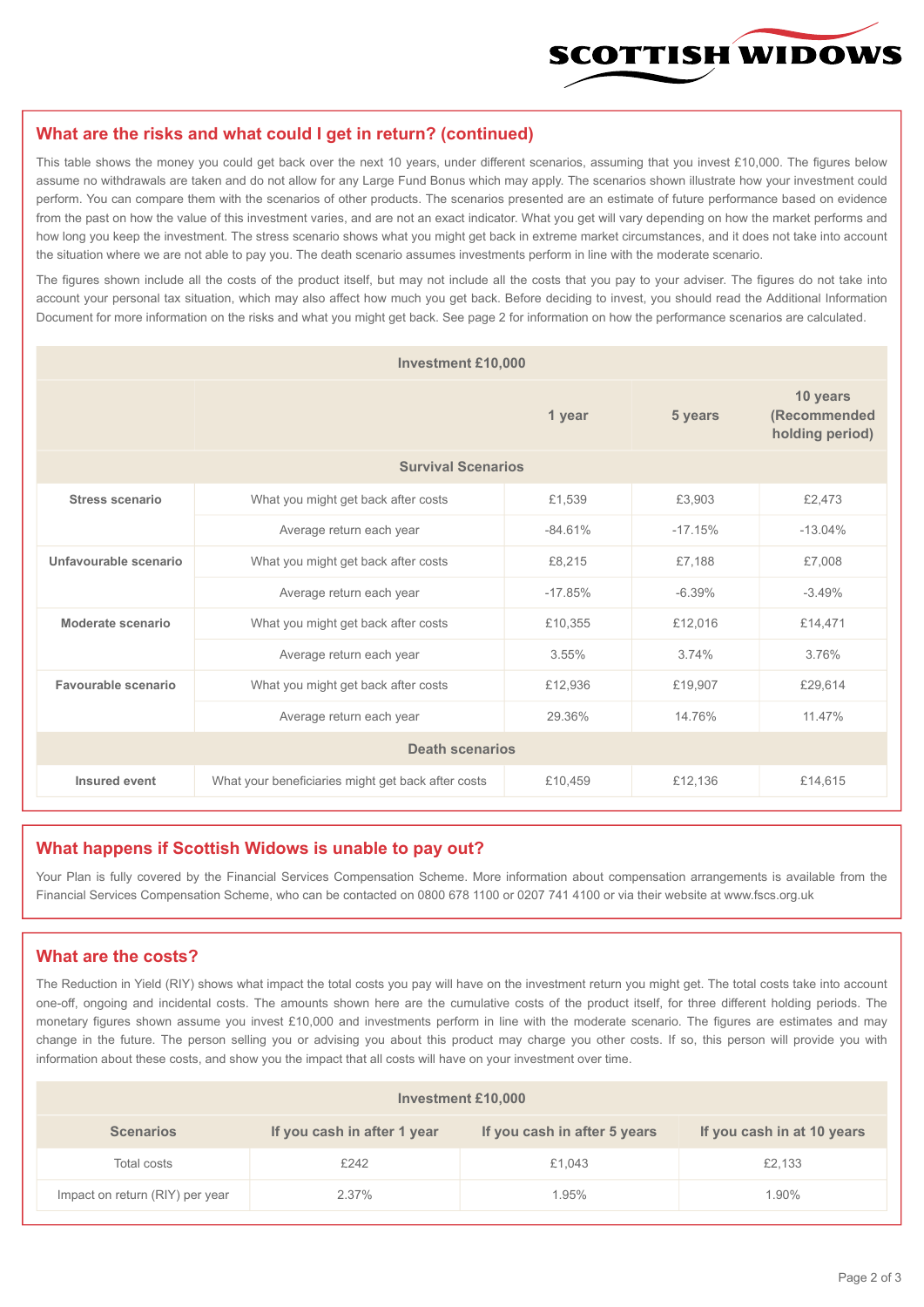## What are the risks and what could I get in return? (continued)

This table shows the money you could get back over the next 10 years, under different scenarios, assuming that you invest £10,000. The figures below assume no withdrawals are taken and do not allow for any Large Fund Bonus which may apply. The scenarios shown illustrate how your investment could perform. You can compare them with the scenarios of other products. The scenarios presented are an estimate of future performance based on evidence from the past on how the value of this investment varies, and are not an exact indicator. What you get will vary depending on how the market performs and how long you keep the investment. The stress scenario shows what you might get back in extreme market circumstances, and it does not take into account the situation where we are not able to pay you. The death scenario assumes investments perform in line with the moderate scenario.

The figures shown include all the costs of the product itself, but may not include all the costs that you pay to your adviser. The figures do not take into account your personal tax situation, which may also affect how much you get back. Before deciding to invest, you should read the Additional Information Document for more information on the risks and what you might get back. See page 2 for information on how the performance scenarios are calculated.

| Investment £10,000 | | | | |
|---|---|---|---|---|
| | | 1 year | 5 years | 10 years (Recommended holding period) |
| **Survival Scenarios** | | | | |
| **Stress scenario** | What you might get back after costs | £1,539 | £3,903 | £2,473 |
| | Average return each year | -84.61% | -17.15% | -13.04% |
| **Unfavourable scenario** | What you might get back after costs | £8,215 | £7,188 | £7,008 |
| | Average return each year | -17.85% | -6.39% | -3.49% |
| **Moderate scenario** | What you might get back after costs | £10,355 | £12,016 | £14,471 |
| | Average return each year | 3.55% | 3.74% | 3.76% |
| **Favourable scenario** | What you might get back after costs | £12,936 | £19,907 | £29,614 |
| | Average return each year | 29.36% | 14.76% | 11.47% |
| **Death scenarios** | | | | |
| **Insured event** | What your beneficiaries might get back after costs | £10,459 | £12,136 | £14,615 |

## What happens if Scottish Widows is unable to pay out?

Your Plan is fully covered by the Financial Services Compensation Scheme. More information about compensation arrangements is available from the Financial Services Compensation Scheme, who can be contacted on 0800 678 1100 or 0207 741 4100 or via their website at www.fscs.org.uk

## What are the costs?

The Reduction in Yield (RIY) shows what impact the total costs you pay will have on the investment return you might get. The total costs take into account one-off, ongoing and incidental costs. The amounts shown here are the cumulative costs of the product itself, for three different holding periods. The monetary figures shown assume you invest £10,000 and investments perform in line with the moderate scenario. The figures are estimates and may change in the future. The person selling you or advising you about this product may charge you other costs. If so, this person will provide you with information about these costs, and show you the impact that all costs will have on your investment over time.

| Investment £10,000 | | | |
|---|---|---|---|
| **Scenarios** | **If you cash in after 1 year** | **If you cash in after 5 years** | **If you cash in at 10 years** |
| Total costs | £242 | £1,043 | £2,133 |
| Impact on return (RIY) per year | 2.37% | 1.95% | 1.90% |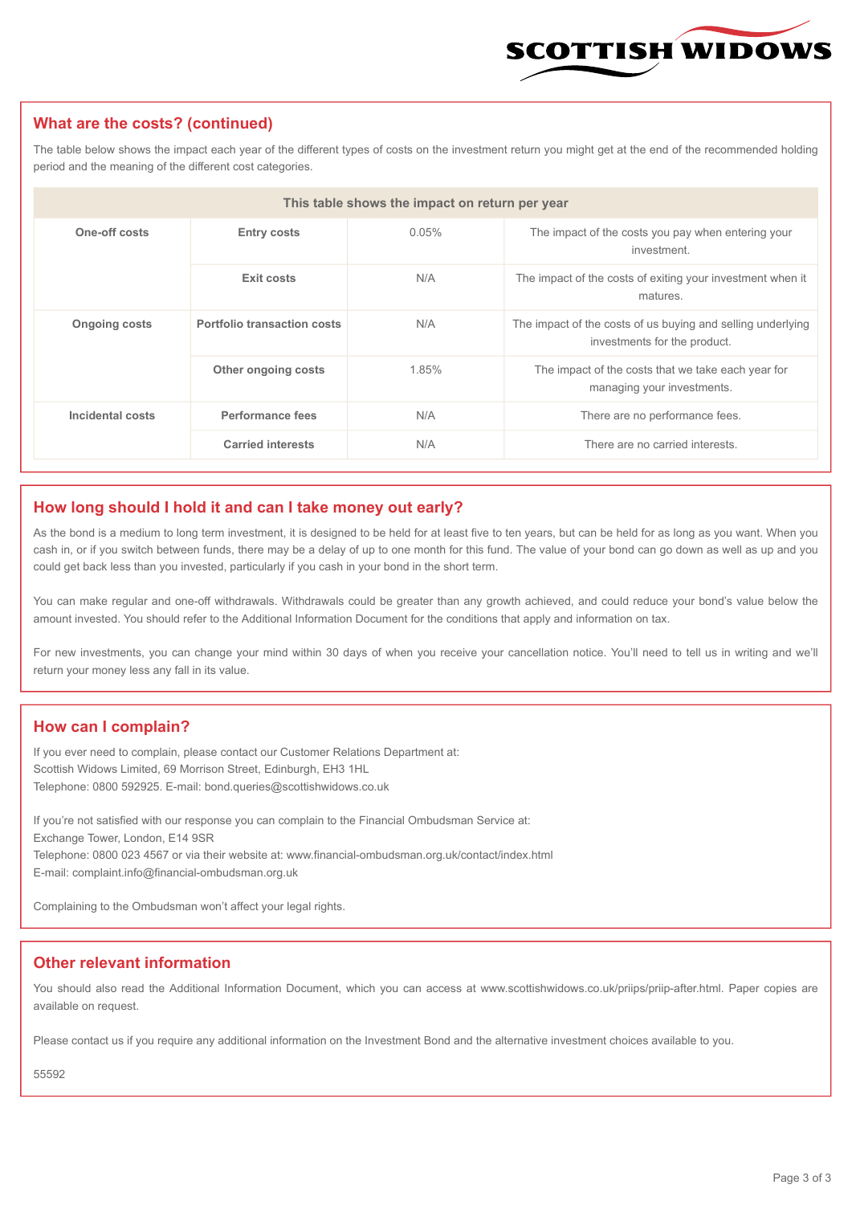## What are the costs? (continued)

The table below shows the impact each year of the different types of costs on the investment return you might get at the end of the recommended holding period and the meaning of the different cost categories.

| This table shows the impact on return per year | | | |
|---|---|---|---|
| **One-off costs** | **Entry costs** | 0.05% | The impact of the costs you pay when entering your investment. |
| | **Exit costs** | N/A | The impact of the costs of exiting your investment when it matures. |
| **Ongoing costs** | **Portfolio transaction costs** | N/A | The impact of the costs of us buying and selling underlying investments for the product. |
| | **Other ongoing costs** | 1.85% | The impact of the costs that we take each year for managing your investments. |
| **Incidental costs** | **Performance fees** | N/A | There are no performance fees. |
| | **Carried interests** | N/A | There are no carried interests. |

## How long should I hold it and can I take money out early?

As the bond is a medium to long term investment, it is designed to be held for at least five to ten years, but can be held for as long as you want. When you cash in, or if you switch between funds, there may be a delay of up to one month for this fund. The value of your bond can go down as well as up and you could get back less than you invested, particularly if you cash in your bond in the short term.

You can make regular and one-off withdrawals. Withdrawals could be greater than any growth achieved, and could reduce your bond's value below the amount invested. You should refer to the Additional Information Document for the conditions that apply and information on tax.

For new investments, you can change your mind within 30 days of when you receive your cancellation notice. You'll need to tell us in writing and we'll return your money less any fall in its value.

## How can I complain?

If you ever need to complain, please contact our Customer Relations Department at:
Scottish Widows Limited, 69 Morrison Street, Edinburgh, EH3 1HL
Telephone: 0800 592925. E-mail: bond.queries@scottishwidows.co.uk

If you're not satisfied with our response you can complain to the Financial Ombudsman Service at:
Exchange Tower, London, E14 9SR
Telephone: 0800 023 4567 or via their website at: www.financial-ombudsman.org.uk/contact/index.html
E-mail: complaint.info@financial-ombudsman.org.uk

Complaining to the Ombudsman won't affect your legal rights.

## Other relevant information

You should also read the Additional Information Document, which you can access at www.scottishwidows.co.uk/priips/priip-after.html. Paper copies are available on request.

Please contact us if you require any additional information on the Investment Bond and the alternative investment choices available to you.

55592